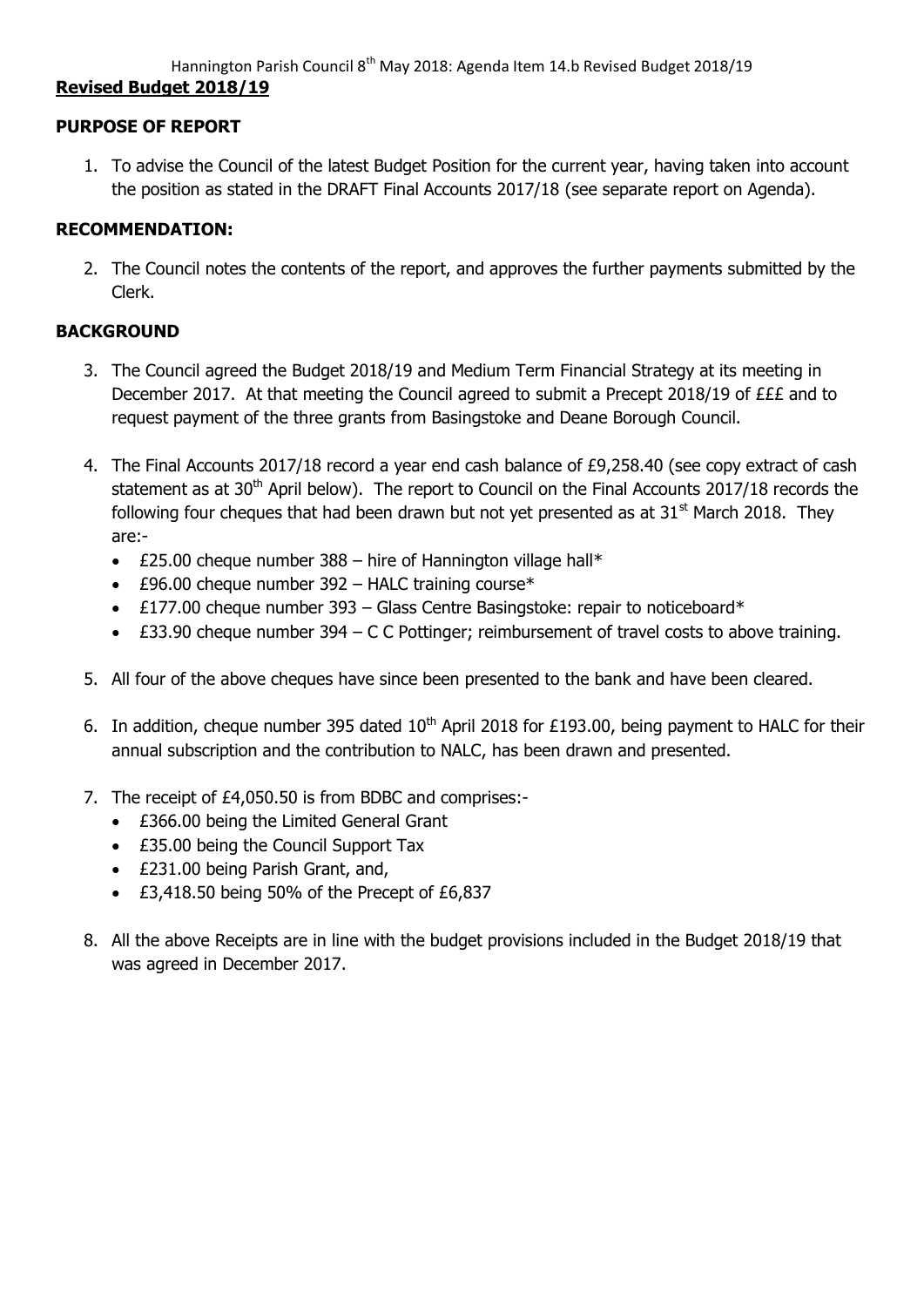Hannington Parish Council 8th May 2018: Agenda Item 14.b Revised Budget 2018/19

**Revised Budget 2018/19**

**PURPOSE OF REPORT**

1. To advise the Council of the latest Budget Position for the current year, having taken into account the position as stated in the DRAFT Final Accounts 2017/18 (see separate report on Agenda).

**RECOMMENDATION:**

2. The Council notes the contents of the report, and approves the further payments submitted by the Clerk.

**BACKGROUND**

3. The Council agreed the Budget 2018/19 and Medium Term Financial Strategy at its meeting in December 2017. At that meeting the Council agreed to submit a Precept 2018/19 of £££ and to request payment of the three grants from Basingstoke and Deane Borough Council.

4. The Final Accounts 2017/18 record a year end cash balance of £9,258.40 (see copy extract of cash statement as at 30th April below). The report to Council on the Final Accounts 2017/18 records the following four cheques that had been drawn but not yet presented as at 31st March 2018. They are:-
   - £25.00 cheque number 388 – hire of Hannington village hall*
   - £96.00 cheque number 392 – HALC training course*
   - £177.00 cheque number 393 – Glass Centre Basingstoke: repair to noticeboard*
   - £33.90 cheque number 394 – C C Pottinger; reimbursement of travel costs to above training.

5. All four of the above cheques have since been presented to the bank and have been cleared.

6. In addition, cheque number 395 dated 10th April 2018 for £193.00, being payment to HALC for their annual subscription and the contribution to NALC, has been drawn and presented.

7. The receipt of £4,050.50 is from BDBC and comprises:-
   - £366.00 being the Limited General Grant
   - £35.00 being the Council Support Tax
   - £231.00 being Parish Grant, and,
   - £3,418.50 being 50% of the Precept of £6,837

8. All the above Receipts are in line with the budget provisions included in the Budget 2018/19 that was agreed in December 2017.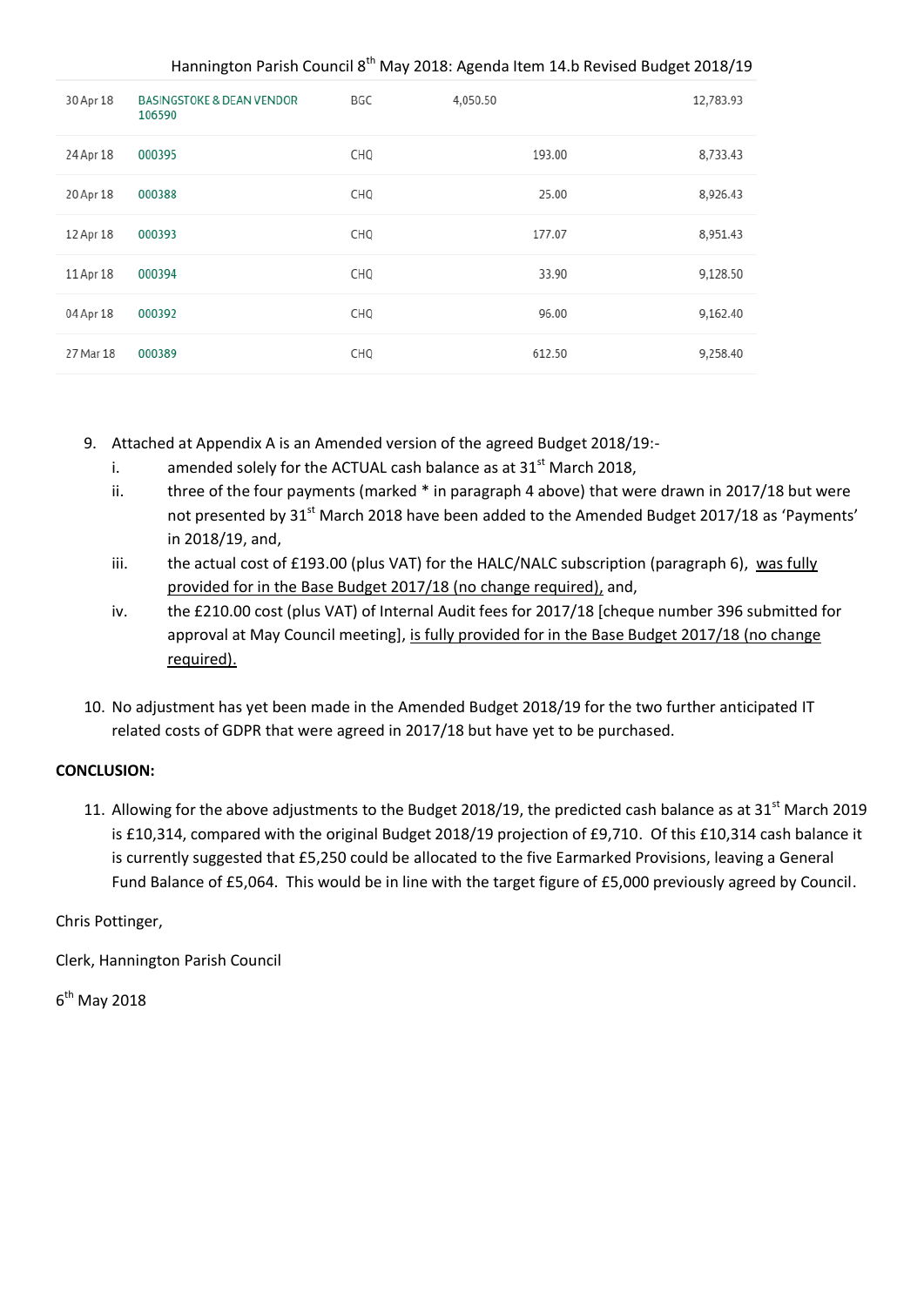| | | | | | |
|---|---|---|---|---|---|
| 30 Apr 18 | BASINGSTOKE & DEAN VENDOR 106590 | BGC | 4,050.50 | | 12,783.93 |
| 24 Apr 18 | 000395 | CHQ | | 193.00 | 8,733.43 |
| 20 Apr 18 | 000388 | CHQ | | 25.00 | 8,926.43 |
| 12 Apr 18 | 000393 | CHQ | | 177.07 | 8,951.43 |
| 11 Apr 18 | 000394 | CHQ | | 33.90 | 9,128.50 |
| 04 Apr 18 | 000392 | CHQ | | 96.00 | 9,162.40 |
| 27 Mar 18 | 000389 | CHQ | | 612.50 | 9,258.40 |

9. Attached at Appendix A is an Amended version of the agreed Budget 2018/19:-
   i. amended solely for the ACTUAL cash balance as at 31st March 2018,
   ii. three of the four payments (marked * in paragraph 4 above) that were drawn in 2017/18 but were not presented by 31st March 2018 have been added to the Amended Budget 2017/18 as 'Payments' in 2018/19, and,
   iii. the actual cost of £193.00 (plus VAT) for the HALC/NALC subscription (paragraph 6), was fully provided for in the Base Budget 2017/18 (no change required), and,
   iv. the £210.00 cost (plus VAT) of Internal Audit fees for 2017/18 [cheque number 396 submitted for approval at May Council meeting], is fully provided for in the Base Budget 2017/18 (no change required).

10. No adjustment has yet been made in the Amended Budget 2018/19 for the two further anticipated IT related costs of GDPR that were agreed in 2017/18 but have yet to be purchased.

**CONCLUSION:**

11. Allowing for the above adjustments to the Budget 2018/19, the predicted cash balance as at 31st March 2019 is £10,314, compared with the original Budget 2018/19 projection of £9,710. Of this £10,314 cash balance it is currently suggested that £5,250 could be allocated to the five Earmarked Provisions, leaving a General Fund Balance of £5,064. This would be in line with the target figure of £5,000 previously agreed by Council.

Chris Pottinger,

Clerk, Hannington Parish Council

6th May 2018